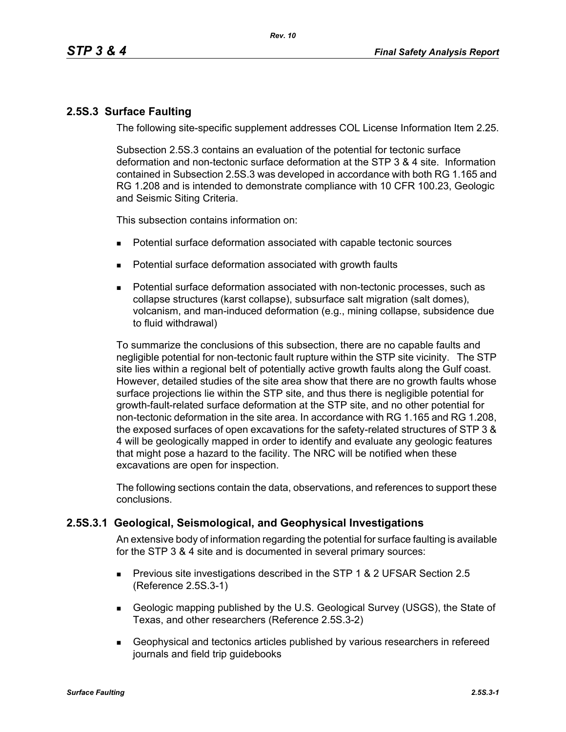## 2.5S.3 Surface Faulting

The following site-specific supplement addresses COL License Information Item 2.25.

Subsection 2.5S.3 contains an evaluation of the potential for tectonic surface deformation and non-tectonic surface deformation at the STP 3 & 4 site. Information contained in Subsection 2.5S.3 was developed in accordance with both RG 1.165 and RG 1.208 and is intended to demonstrate compliance with 10 CFR 100.23, Geologic and Seismic Siting Criteria.

This subsection contains information on:

- Potential surface deformation associated with capable tectonic sources
- Potential surface deformation associated with growth faults
- Potential surface deformation associated with non-tectonic processes, such as collapse structures (karst collapse), subsurface salt migration (salt domes), volcanism, and man-induced deformation (e.g., mining collapse, subsidence due to fluid withdrawal)

To summarize the conclusions of this subsection, there are no capable faults and negligible potential for non-tectonic fault rupture within the STP site vicinity. The STP site lies within a regional belt of potentially active growth faults along the Gulf coast. However, detailed studies of the site area show that there are no growth faults whose surface projections lie within the STP site, and thus there is negligible potential for growth-fault-related surface deformation at the STP site, and no other potential for non-tectonic deformation in the site area. In accordance with RG 1.165 and RG 1.208, the exposed surfaces of open excavations for the safety-related structures of STP 3 & 4 will be geologically mapped in order to identify and evaluate any geologic features that might pose a hazard to the facility. The NRC will be notified when these excavations are open for inspection.

The following sections contain the data, observations, and references to support these conclusions.

### 2.5S.3.1 Geological, Seismological, and Geophysical Investigations

An extensive body of information regarding the potential for surface faulting is available for the STP 3 & 4 site and is documented in several primary sources:

- Previous site investigations described in the STP 1 & 2 UFSAR Section 2.5 (Reference 2.5S.3-1)
- Geologic mapping published by the U.S. Geological Survey (USGS), the State of Texas, and other researchers (Reference 2.5S.3-2)
- Geophysical and tectonics articles published by various researchers in refereed journals and field trip guidebooks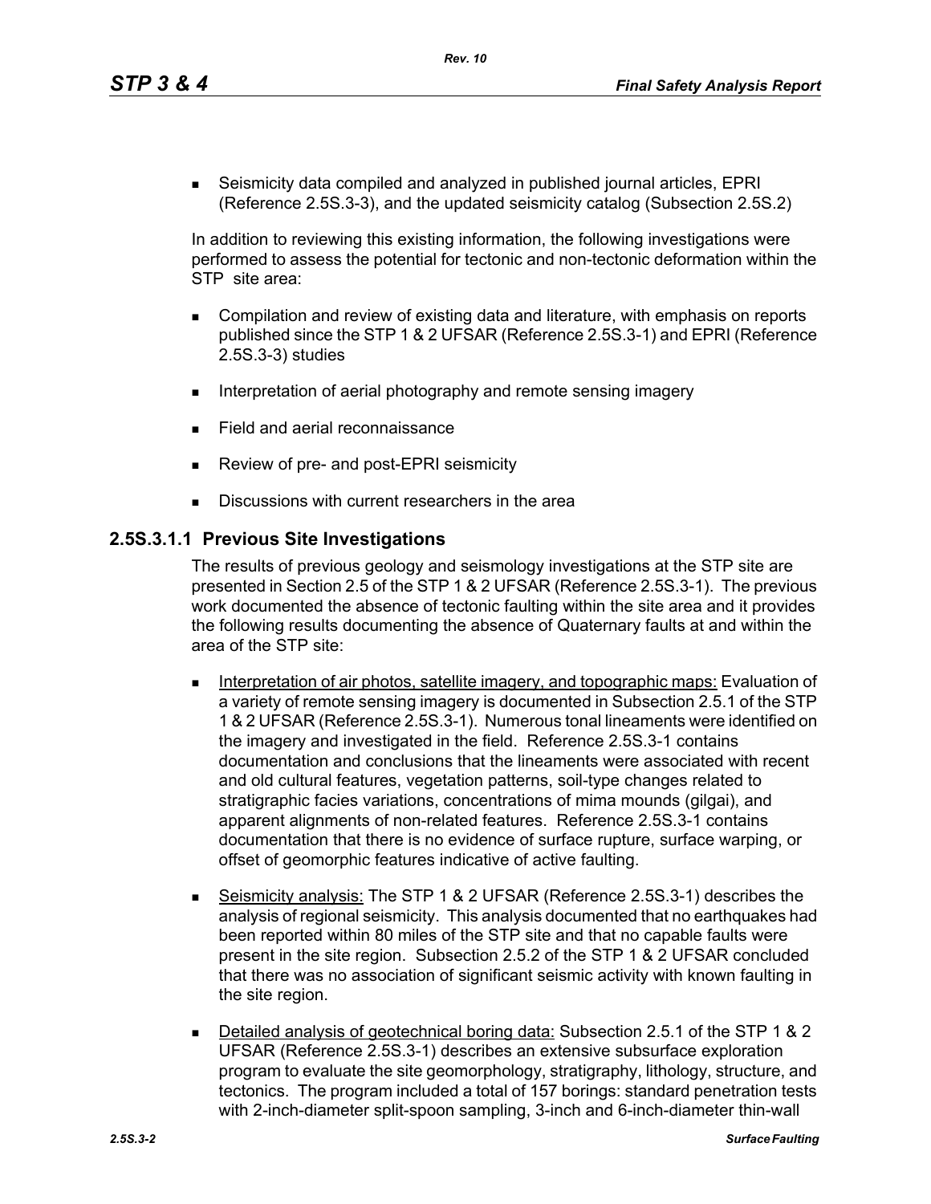- Seismicity data compiled and analyzed in published journal articles, EPRI (Reference 2.5S.3-3), and the updated seismicity catalog (Subsection 2.5S.2)

In addition to reviewing this existing information, the following investigations were performed to assess the potential for tectonic and non-tectonic deformation within the STP site area:

- Compilation and review of existing data and literature, with emphasis on reports published since the STP 1 & 2 UFSAR (Reference 2.5S.3-1) and EPRI (Reference 2.5S.3-3) studies
- Interpretation of aerial photography and remote sensing imagery
- Field and aerial reconnaissance
- Review of pre- and post-EPRI seismicity
- Discussions with current researchers in the area

### 2.5S.3.1.1 Previous Site Investigations

The results of previous geology and seismology investigations at the STP site are presented in Section 2.5 of the STP 1 & 2 UFSAR (Reference 2.5S.3-1). The previous work documented the absence of tectonic faulting within the site area and it provides the following results documenting the absence of Quaternary faults at and within the area of the STP site:

- Interpretation of air photos, satellite imagery, and topographic maps: Evaluation of a variety of remote sensing imagery is documented in Subsection 2.5.1 of the STP 1 & 2 UFSAR (Reference 2.5S.3-1). Numerous tonal lineaments were identified on the imagery and investigated in the field. Reference 2.5S.3-1 contains documentation and conclusions that the lineaments were associated with recent and old cultural features, vegetation patterns, soil-type changes related to stratigraphic facies variations, concentrations of mima mounds (gilgai), and apparent alignments of non-related features. Reference 2.5S.3-1 contains documentation that there is no evidence of surface rupture, surface warping, or offset of geomorphic features indicative of active faulting.
- Seismicity analysis: The STP 1 & 2 UFSAR (Reference 2.5S.3-1) describes the analysis of regional seismicity. This analysis documented that no earthquakes had been reported within 80 miles of the STP site and that no capable faults were present in the site region. Subsection 2.5.2 of the STP 1 & 2 UFSAR concluded that there was no association of significant seismic activity with known faulting in the site region.
- Detailed analysis of geotechnical boring data: Subsection 2.5.1 of the STP 1 & 2 UFSAR (Reference 2.5S.3-1) describes an extensive subsurface exploration program to evaluate the site geomorphology, stratigraphy, lithology, structure, and tectonics. The program included a total of 157 borings: standard penetration tests with 2-inch-diameter split-spoon sampling, 3-inch and 6-inch-diameter thin-wall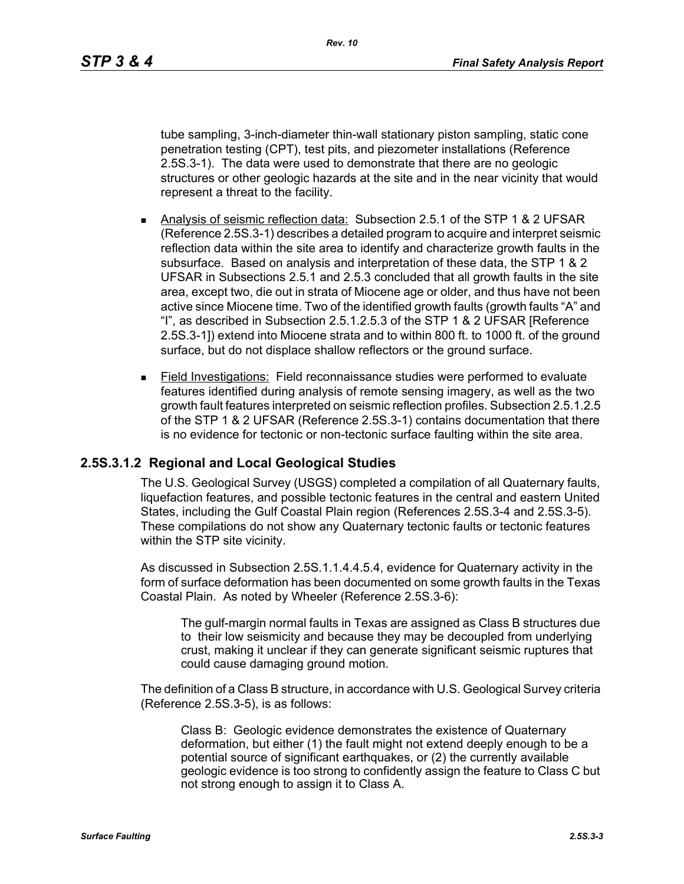tube sampling, 3-inch-diameter thin-wall stationary piston sampling, static cone penetration testing (CPT), test pits, and piezometer installations (Reference 2.5S.3-1). The data were used to demonstrate that there are no geologic structures or other geologic hazards at the site and in the near vicinity that would represent a threat to the facility.

- Analysis of seismic reflection data: Subsection 2.5.1 of the STP 1 & 2 UFSAR (Reference 2.5S.3-1) describes a detailed program to acquire and interpret seismic reflection data within the site area to identify and characterize growth faults in the subsurface. Based on analysis and interpretation of these data, the STP 1 & 2 UFSAR in Subsections 2.5.1 and 2.5.3 concluded that all growth faults in the site area, except two, die out in strata of Miocene age or older, and thus have not been active since Miocene time. Two of the identified growth faults (growth faults "A" and "I", as described in Subsection 2.5.1.2.5.3 of the STP 1 & 2 UFSAR [Reference 2.5S.3-1]) extend into Miocene strata and to within 800 ft. to 1000 ft. of the ground surface, but do not displace shallow reflectors or the ground surface.
- Field Investigations: Field reconnaissance studies were performed to evaluate features identified during analysis of remote sensing imagery, as well as the two growth fault features interpreted on seismic reflection profiles. Subsection 2.5.1.2.5 of the STP 1 & 2 UFSAR (Reference 2.5S.3-1) contains documentation that there is no evidence for tectonic or non-tectonic surface faulting within the site area.

### 2.5S.3.1.2 Regional and Local Geological Studies

The U.S. Geological Survey (USGS) completed a compilation of all Quaternary faults, liquefaction features, and possible tectonic features in the central and eastern United States, including the Gulf Coastal Plain region (References 2.5S.3-4 and 2.5S.3-5). These compilations do not show any Quaternary tectonic faults or tectonic features within the STP site vicinity.

As discussed in Subsection 2.5S.1.1.4.4.5.4, evidence for Quaternary activity in the form of surface deformation has been documented on some growth faults in the Texas Coastal Plain. As noted by Wheeler (Reference 2.5S.3-6):

> The gulf-margin normal faults in Texas are assigned as Class B structures due to their low seismicity and because they may be decoupled from underlying crust, making it unclear if they can generate significant seismic ruptures that could cause damaging ground motion.

The definition of a Class B structure, in accordance with U.S. Geological Survey criteria (Reference 2.5S.3-5), is as follows:

> Class B: Geologic evidence demonstrates the existence of Quaternary deformation, but either (1) the fault might not extend deeply enough to be a potential source of significant earthquakes, or (2) the currently available geologic evidence is too strong to confidently assign the feature to Class C but not strong enough to assign it to Class A.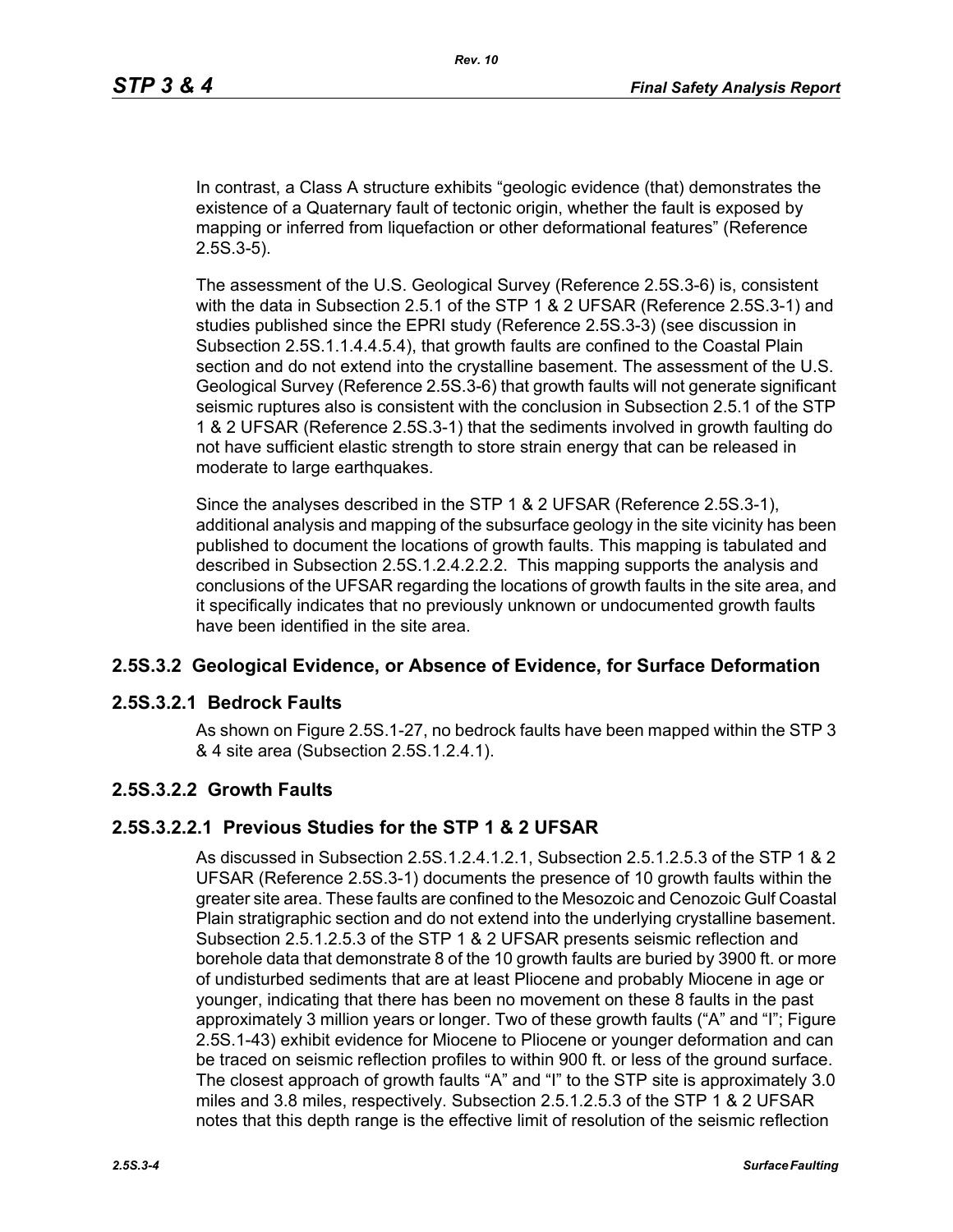In contrast, a Class A structure exhibits “geologic evidence (that) demonstrates the existence of a Quaternary fault of tectonic origin, whether the fault is exposed by mapping or inferred from liquefaction or other deformational features” (Reference 2.5S.3-5).

The assessment of the U.S. Geological Survey (Reference 2.5S.3-6) is, consistent with the data in Subsection 2.5.1 of the STP 1 & 2 UFSAR (Reference 2.5S.3-1) and studies published since the EPRI study (Reference 2.5S.3-3) (see discussion in Subsection 2.5S.1.1.4.4.5.4), that growth faults are confined to the Coastal Plain section and do not extend into the crystalline basement. The assessment of the U.S. Geological Survey (Reference 2.5S.3-6) that growth faults will not generate significant seismic ruptures also is consistent with the conclusion in Subsection 2.5.1 of the STP 1 & 2 UFSAR (Reference 2.5S.3-1) that the sediments involved in growth faulting do not have sufficient elastic strength to store strain energy that can be released in moderate to large earthquakes.

Since the analyses described in the STP 1 & 2 UFSAR (Reference 2.5S.3-1), additional analysis and mapping of the subsurface geology in the site vicinity has been published to document the locations of growth faults. This mapping is tabulated and described in Subsection 2.5S.1.2.4.2.2.2. This mapping supports the analysis and conclusions of the UFSAR regarding the locations of growth faults in the site area, and it specifically indicates that no previously unknown or undocumented growth faults have been identified in the site area.

## 2.5S.3.2 Geological Evidence, or Absence of Evidence, for Surface Deformation

### 2.5S.3.2.1 Bedrock Faults

As shown on Figure 2.5S.1-27, no bedrock faults have been mapped within the STP 3 & 4 site area (Subsection 2.5S.1.2.4.1).

### 2.5S.3.2.2 Growth Faults

#### 2.5S.3.2.2.1 Previous Studies for the STP 1 & 2 UFSAR

As discussed in Subsection 2.5S.1.2.4.1.2.1, Subsection 2.5.1.2.5.3 of the STP 1 & 2 UFSAR (Reference 2.5S.3-1) documents the presence of 10 growth faults within the greater site area. These faults are confined to the Mesozoic and Cenozoic Gulf Coastal Plain stratigraphic section and do not extend into the underlying crystalline basement. Subsection 2.5.1.2.5.3 of the STP 1 & 2 UFSAR presents seismic reflection and borehole data that demonstrate 8 of the 10 growth faults are buried by 3900 ft. or more of undisturbed sediments that are at least Pliocene and probably Miocene in age or younger, indicating that there has been no movement on these 8 faults in the past approximately 3 million years or longer. Two of these growth faults (“A” and “I”; Figure 2.5S.1-43) exhibit evidence for Miocene to Pliocene or younger deformation and can be traced on seismic reflection profiles to within 900 ft. or less of the ground surface. The closest approach of growth faults “A” and “I” to the STP site is approximately 3.0 miles and 3.8 miles, respectively. Subsection 2.5.1.2.5.3 of the STP 1 & 2 UFSAR notes that this depth range is the effective limit of resolution of the seismic reflection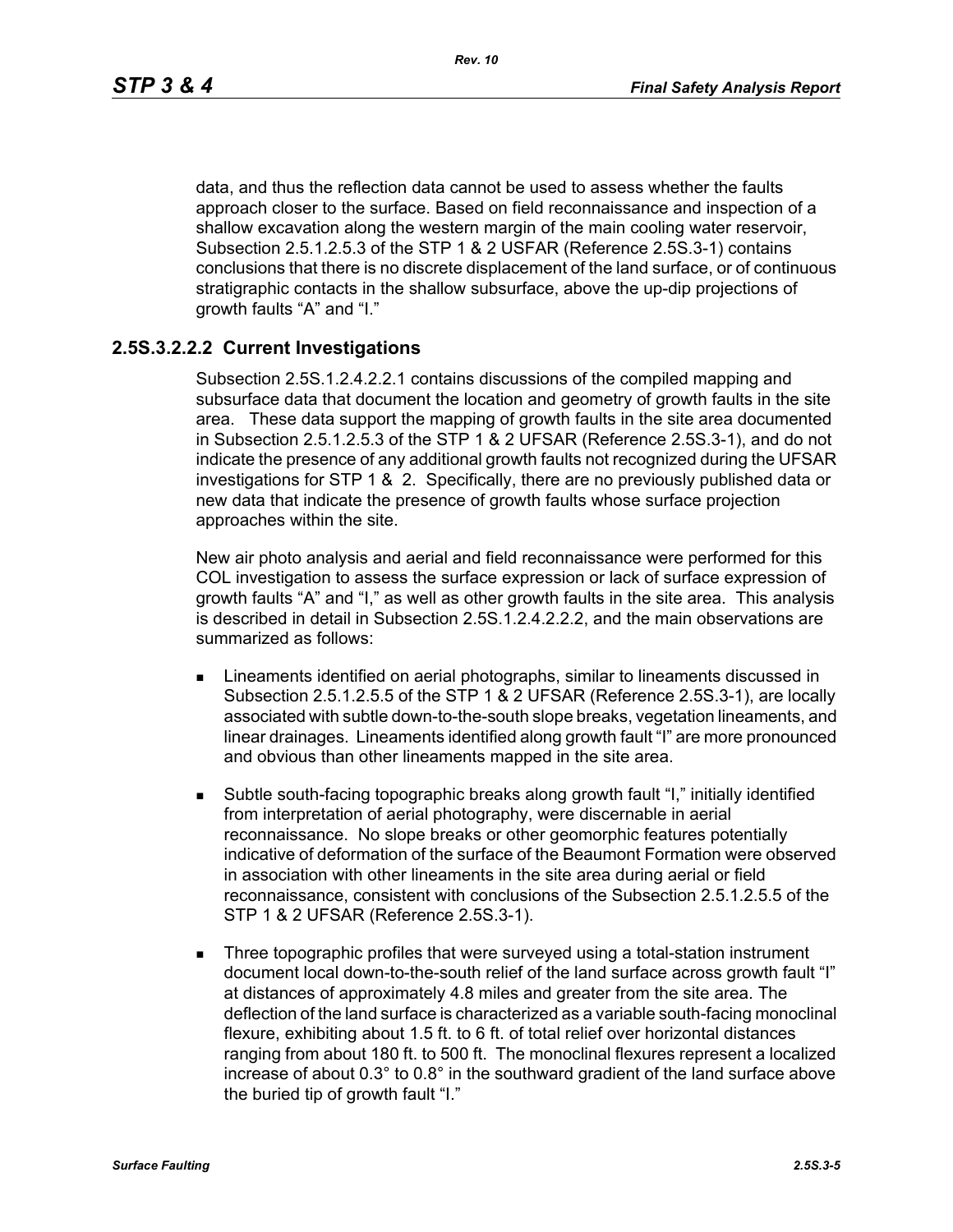data, and thus the reflection data cannot be used to assess whether the faults approach closer to the surface. Based on field reconnaissance and inspection of a shallow excavation along the western margin of the main cooling water reservoir, Subsection 2.5.1.2.5.3 of the STP 1 & 2 USFAR (Reference 2.5S.3-1) contains conclusions that there is no discrete displacement of the land surface, or of continuous stratigraphic contacts in the shallow subsurface, above the up-dip projections of growth faults "A" and "I."

### 2.5S.3.2.2.2 Current Investigations

Subsection 2.5S.1.2.4.2.2.1 contains discussions of the compiled mapping and subsurface data that document the location and geometry of growth faults in the site area. These data support the mapping of growth faults in the site area documented in Subsection 2.5.1.2.5.3 of the STP 1 & 2 UFSAR (Reference 2.5S.3-1), and do not indicate the presence of any additional growth faults not recognized during the UFSAR investigations for STP 1 & 2. Specifically, there are no previously published data or new data that indicate the presence of growth faults whose surface projection approaches within the site.

New air photo analysis and aerial and field reconnaissance were performed for this COL investigation to assess the surface expression or lack of surface expression of growth faults "A" and "I," as well as other growth faults in the site area. This analysis is described in detail in Subsection 2.5S.1.2.4.2.2.2, and the main observations are summarized as follows:

- Lineaments identified on aerial photographs, similar to lineaments discussed in Subsection 2.5.1.2.5.5 of the STP 1 & 2 UFSAR (Reference 2.5S.3-1), are locally associated with subtle down-to-the-south slope breaks, vegetation lineaments, and linear drainages. Lineaments identified along growth fault "I" are more pronounced and obvious than other lineaments mapped in the site area.

- Subtle south-facing topographic breaks along growth fault "I," initially identified from interpretation of aerial photography, were discernable in aerial reconnaissance. No slope breaks or other geomorphic features potentially indicative of deformation of the surface of the Beaumont Formation were observed in association with other lineaments in the site area during aerial or field reconnaissance, consistent with conclusions of the Subsection 2.5.1.2.5.5 of the STP 1 & 2 UFSAR (Reference 2.5S.3-1).

- Three topographic profiles that were surveyed using a total-station instrument document local down-to-the-south relief of the land surface across growth fault "I" at distances of approximately 4.8 miles and greater from the site area. The deflection of the land surface is characterized as a variable south-facing monoclinal flexure, exhibiting about 1.5 ft. to 6 ft. of total relief over horizontal distances ranging from about 180 ft. to 500 ft. The monoclinal flexures represent a localized increase of about 0.3° to 0.8° in the southward gradient of the land surface above the buried tip of growth fault "I."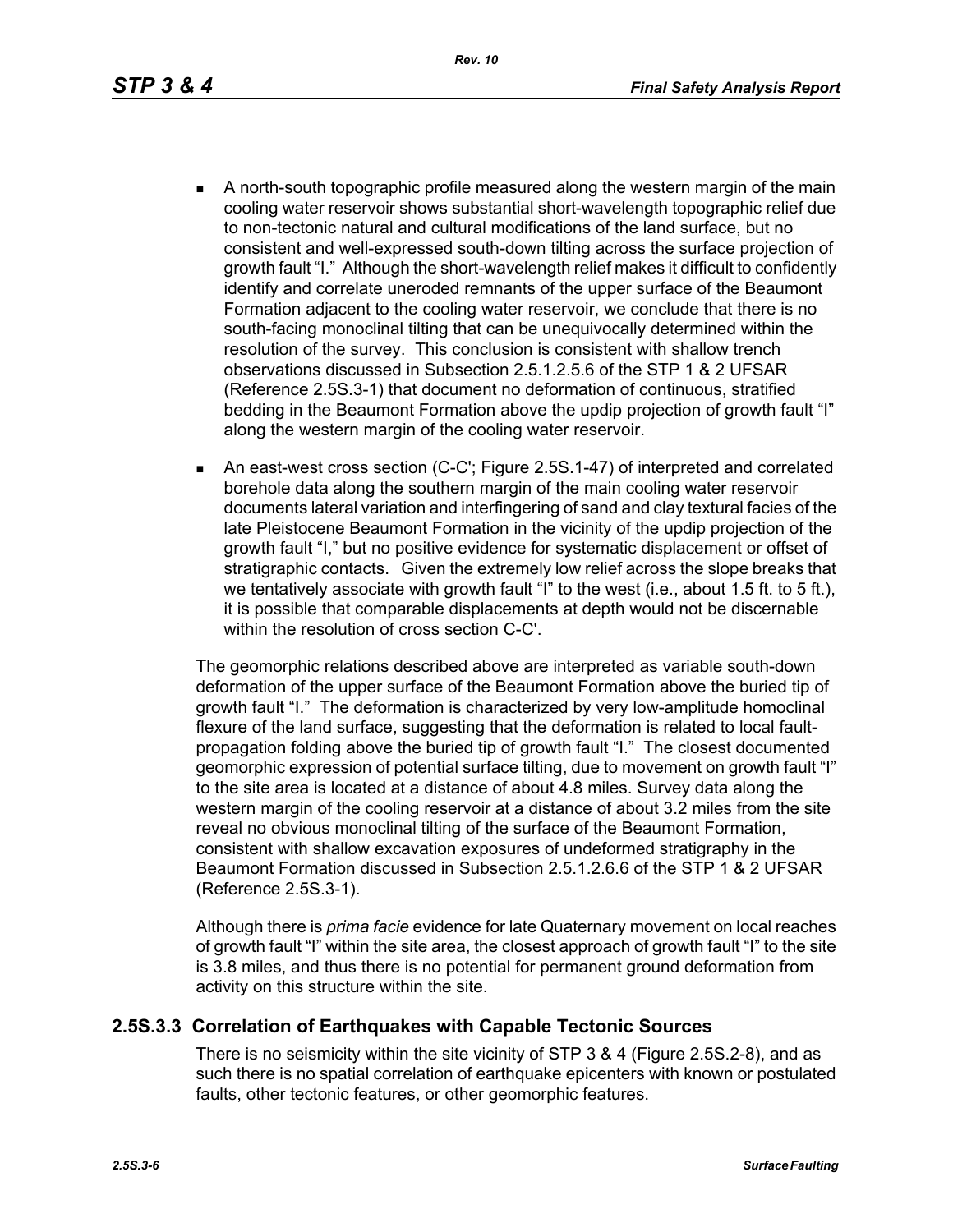- A north-south topographic profile measured along the western margin of the main cooling water reservoir shows substantial short-wavelength topographic relief due to non-tectonic natural and cultural modifications of the land surface, but no consistent and well-expressed south-down tilting across the surface projection of growth fault "I." Although the short-wavelength relief makes it difficult to confidently identify and correlate uneroded remnants of the upper surface of the Beaumont Formation adjacent to the cooling water reservoir, we conclude that there is no south-facing monoclinal tilting that can be unequivocally determined within the resolution of the survey. This conclusion is consistent with shallow trench observations discussed in Subsection 2.5.1.2.5.6 of the STP 1 & 2 UFSAR (Reference 2.5S.3-1) that document no deformation of continuous, stratified bedding in the Beaumont Formation above the updip projection of growth fault "I" along the western margin of the cooling water reservoir.

- An east-west cross section (C-C'; Figure 2.5S.1-47) of interpreted and correlated borehole data along the southern margin of the main cooling water reservoir documents lateral variation and interfingering of sand and clay textural facies of the late Pleistocene Beaumont Formation in the vicinity of the updip projection of the growth fault "I," but no positive evidence for systematic displacement or offset of stratigraphic contacts. Given the extremely low relief across the slope breaks that we tentatively associate with growth fault "I" to the west (i.e., about 1.5 ft. to 5 ft.), it is possible that comparable displacements at depth would not be discernable within the resolution of cross section C-C'.

The geomorphic relations described above are interpreted as variable south-down deformation of the upper surface of the Beaumont Formation above the buried tip of growth fault "I." The deformation is characterized by very low-amplitude homoclinal flexure of the land surface, suggesting that the deformation is related to local fault-propagation folding above the buried tip of growth fault "I." The closest documented geomorphic expression of potential surface tilting, due to movement on growth fault "I" to the site area is located at a distance of about 4.8 miles. Survey data along the western margin of the cooling reservoir at a distance of about 3.2 miles from the site reveal no obvious monoclinal tilting of the surface of the Beaumont Formation, consistent with shallow excavation exposures of undeformed stratigraphy in the Beaumont Formation discussed in Subsection 2.5.1.2.6.6 of the STP 1 & 2 UFSAR (Reference 2.5S.3-1).

Although there is *prima facie* evidence for late Quaternary movement on local reaches of growth fault "I" within the site area, the closest approach of growth fault "I" to the site is 3.8 miles, and thus there is no potential for permanent ground deformation from activity on this structure within the site.

## 2.5S.3.3 Correlation of Earthquakes with Capable Tectonic Sources

There is no seismicity within the site vicinity of STP 3 & 4 (Figure 2.5S.2-8), and as such there is no spatial correlation of earthquake epicenters with known or postulated faults, other tectonic features, or other geomorphic features.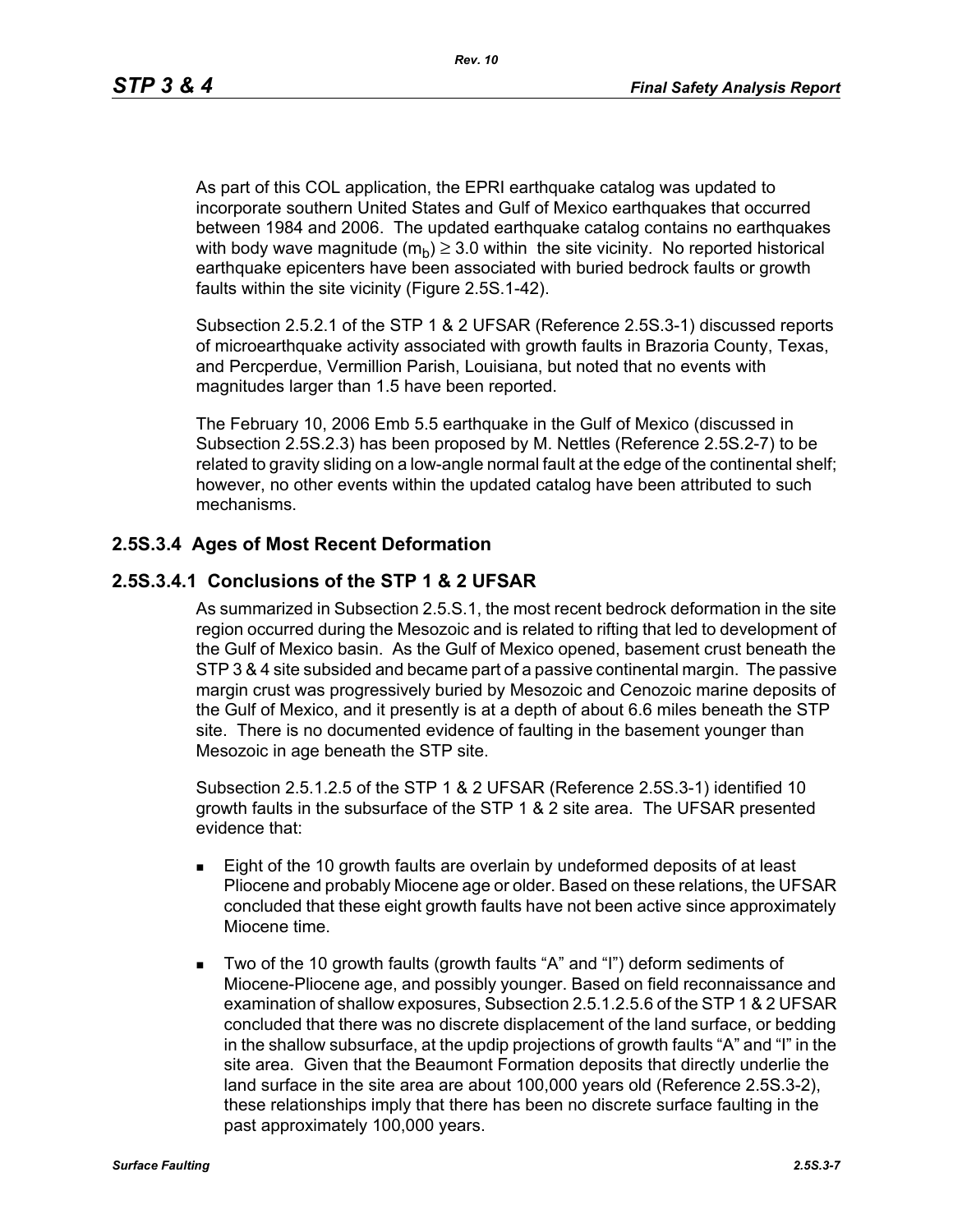As part of this COL application, the EPRI earthquake catalog was updated to incorporate southern United States and Gulf of Mexico earthquakes that occurred between 1984 and 2006. The updated earthquake catalog contains no earthquakes with body wave magnitude ($m_b$) ≥ 3.0 within the site vicinity. No reported historical earthquake epicenters have been associated with buried bedrock faults or growth faults within the site vicinity (Figure 2.5S.1-42).

Subsection 2.5.2.1 of the STP 1 & 2 UFSAR (Reference 2.5S.3-1) discussed reports of microearthquake activity associated with growth faults in Brazoria County, Texas, and Percperdue, Vermillion Parish, Louisiana, but noted that no events with magnitudes larger than 1.5 have been reported.

The February 10, 2006 Emb 5.5 earthquake in the Gulf of Mexico (discussed in Subsection 2.5S.2.3) has been proposed by M. Nettles (Reference 2.5S.2-7) to be related to gravity sliding on a low-angle normal fault at the edge of the continental shelf; however, no other events within the updated catalog have been attributed to such mechanisms.

## 2.5S.3.4 Ages of Most Recent Deformation

### 2.5S.3.4.1 Conclusions of the STP 1 & 2 UFSAR

As summarized in Subsection 2.5.S.1, the most recent bedrock deformation in the site region occurred during the Mesozoic and is related to rifting that led to development of the Gulf of Mexico basin. As the Gulf of Mexico opened, basement crust beneath the STP 3 & 4 site subsided and became part of a passive continental margin. The passive margin crust was progressively buried by Mesozoic and Cenozoic marine deposits of the Gulf of Mexico, and it presently is at a depth of about 6.6 miles beneath the STP site. There is no documented evidence of faulting in the basement younger than Mesozoic in age beneath the STP site.

Subsection 2.5.1.2.5 of the STP 1 & 2 UFSAR (Reference 2.5S.3-1) identified 10 growth faults in the subsurface of the STP 1 & 2 site area. The UFSAR presented evidence that:

- Eight of the 10 growth faults are overlain by undeformed deposits of at least Pliocene and probably Miocene age or older. Based on these relations, the UFSAR concluded that these eight growth faults have not been active since approximately Miocene time.
- Two of the 10 growth faults (growth faults "A" and "I") deform sediments of Miocene-Pliocene age, and possibly younger. Based on field reconnaissance and examination of shallow exposures, Subsection 2.5.1.2.5.6 of the STP 1 & 2 UFSAR concluded that there was no discrete displacement of the land surface, or bedding in the shallow subsurface, at the updip projections of growth faults "A" and "I" in the site area. Given that the Beaumont Formation deposits that directly underlie the land surface in the site area are about 100,000 years old (Reference 2.5S.3-2), these relationships imply that there has been no discrete surface faulting in the past approximately 100,000 years.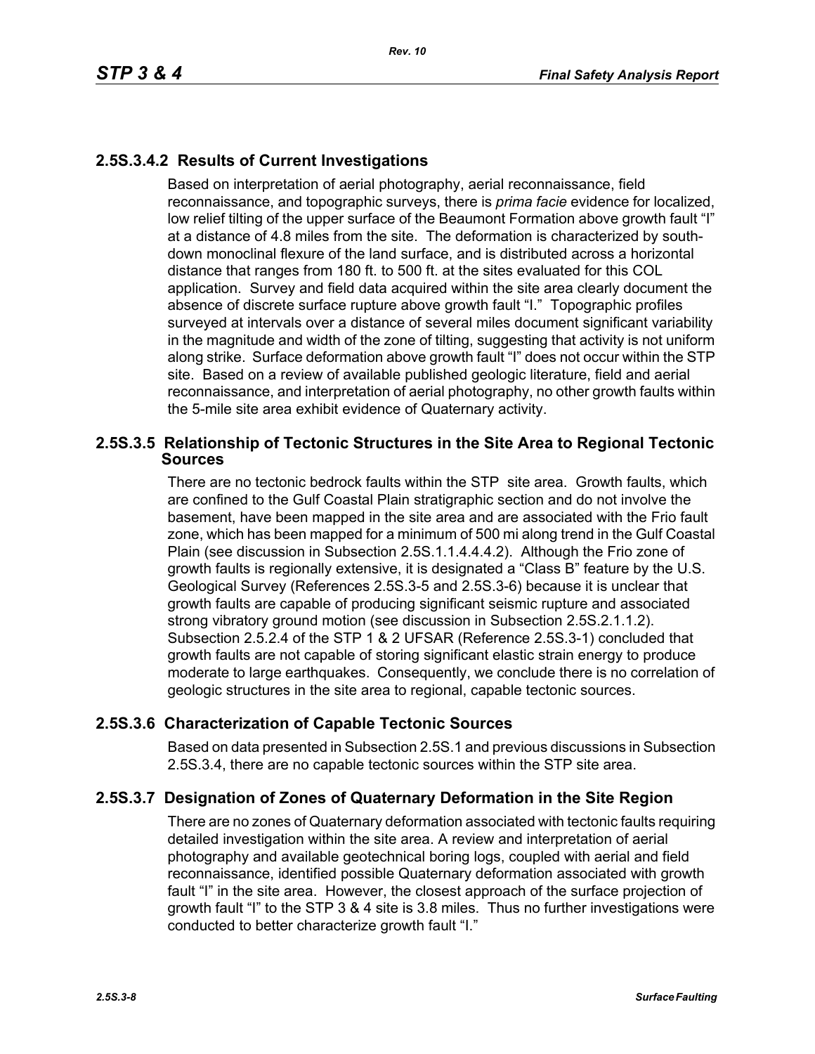### 2.5S.3.4.2 Results of Current Investigations

Based on interpretation of aerial photography, aerial reconnaissance, field reconnaissance, and topographic surveys, there is *prima facie* evidence for localized, low relief tilting of the upper surface of the Beaumont Formation above growth fault "I" at a distance of 4.8 miles from the site. The deformation is characterized by south-down monoclinal flexure of the land surface, and is distributed across a horizontal distance that ranges from 180 ft. to 500 ft. at the sites evaluated for this COL application. Survey and field data acquired within the site area clearly document the absence of discrete surface rupture above growth fault "I." Topographic profiles surveyed at intervals over a distance of several miles document significant variability in the magnitude and width of the zone of tilting, suggesting that activity is not uniform along strike. Surface deformation above growth fault "I" does not occur within the STP site. Based on a review of available published geologic literature, field and aerial reconnaissance, and interpretation of aerial photography, no other growth faults within the 5-mile site area exhibit evidence of Quaternary activity.

## 2.5S.3.5 Relationship of Tectonic Structures in the Site Area to Regional Tectonic Sources

There are no tectonic bedrock faults within the STP site area. Growth faults, which are confined to the Gulf Coastal Plain stratigraphic section and do not involve the basement, have been mapped in the site area and are associated with the Frio fault zone, which has been mapped for a minimum of 500 mi along trend in the Gulf Coastal Plain (see discussion in Subsection 2.5S.1.1.4.4.4.2). Although the Frio zone of growth faults is regionally extensive, it is designated a "Class B" feature by the U.S. Geological Survey (References 2.5S.3-5 and 2.5S.3-6) because it is unclear that growth faults are capable of producing significant seismic rupture and associated strong vibratory ground motion (see discussion in Subsection 2.5S.2.1.1.2). Subsection 2.5.2.4 of the STP 1 & 2 UFSAR (Reference 2.5S.3-1) concluded that growth faults are not capable of storing significant elastic strain energy to produce moderate to large earthquakes. Consequently, we conclude there is no correlation of geologic structures in the site area to regional, capable tectonic sources.

## 2.5S.3.6 Characterization of Capable Tectonic Sources

Based on data presented in Subsection 2.5S.1 and previous discussions in Subsection 2.5S.3.4, there are no capable tectonic sources within the STP site area.

## 2.5S.3.7 Designation of Zones of Quaternary Deformation in the Site Region

There are no zones of Quaternary deformation associated with tectonic faults requiring detailed investigation within the site area. A review and interpretation of aerial photography and available geotechnical boring logs, coupled with aerial and field reconnaissance, identified possible Quaternary deformation associated with growth fault "I" in the site area. However, the closest approach of the surface projection of growth fault "I" to the STP 3 & 4 site is 3.8 miles. Thus no further investigations were conducted to better characterize growth fault "I."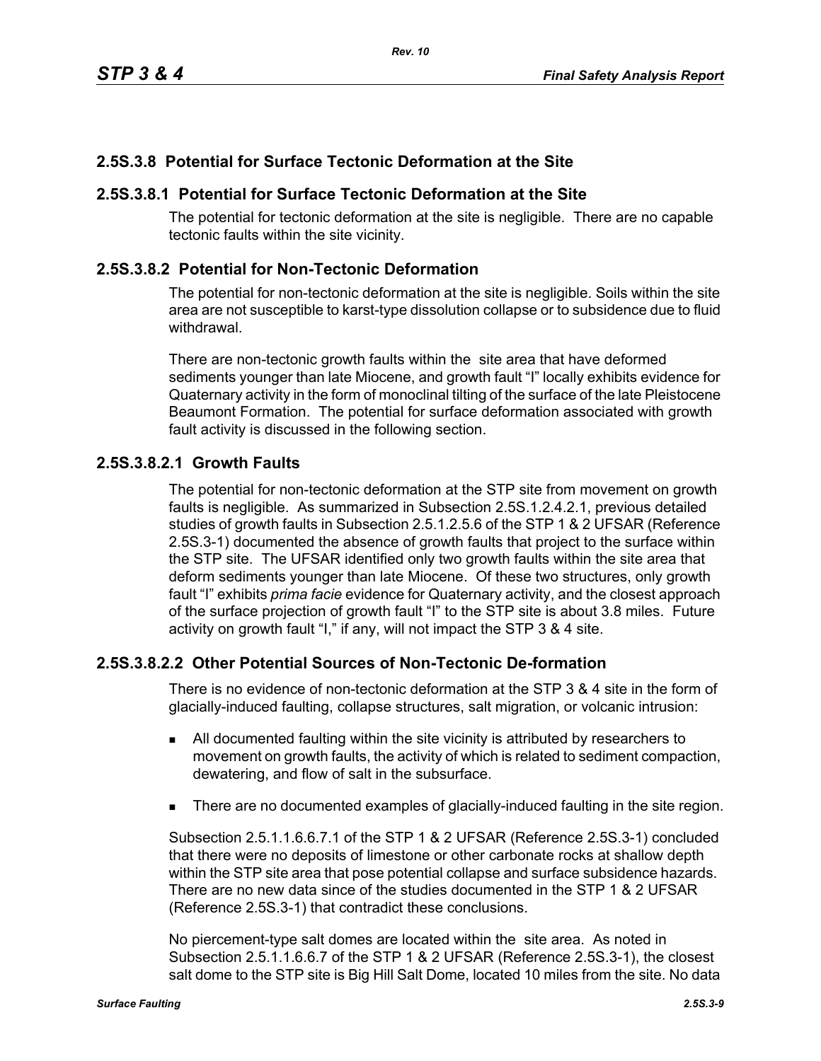## 2.5S.3.8 Potential for Surface Tectonic Deformation at the Site

### 2.5S.3.8.1 Potential for Surface Tectonic Deformation at the Site

The potential for tectonic deformation at the site is negligible. There are no capable tectonic faults within the site vicinity.

### 2.5S.3.8.2 Potential for Non-Tectonic Deformation

The potential for non-tectonic deformation at the site is negligible. Soils within the site area are not susceptible to karst-type dissolution collapse or to subsidence due to fluid withdrawal.

There are non-tectonic growth faults within the site area that have deformed sediments younger than late Miocene, and growth fault "I" locally exhibits evidence for Quaternary activity in the form of monoclinal tilting of the surface of the late Pleistocene Beaumont Formation. The potential for surface deformation associated with growth fault activity is discussed in the following section.

#### 2.5S.3.8.2.1 Growth Faults

The potential for non-tectonic deformation at the STP site from movement on growth faults is negligible. As summarized in Subsection 2.5S.1.2.4.2.1, previous detailed studies of growth faults in Subsection 2.5.1.2.5.6 of the STP 1 & 2 UFSAR (Reference 2.5S.3-1) documented the absence of growth faults that project to the surface within the STP site. The UFSAR identified only two growth faults within the site area that deform sediments younger than late Miocene. Of these two structures, only growth fault "I" exhibits *prima facie* evidence for Quaternary activity, and the closest approach of the surface projection of growth fault "I" to the STP site is about 3.8 miles. Future activity on growth fault "I," if any, will not impact the STP 3 & 4 site.

#### 2.5S.3.8.2.2 Other Potential Sources of Non-Tectonic De-formation

There is no evidence of non-tectonic deformation at the STP 3 & 4 site in the form of glacially-induced faulting, collapse structures, salt migration, or volcanic intrusion:

- All documented faulting within the site vicinity is attributed by researchers to movement on growth faults, the activity of which is related to sediment compaction, dewatering, and flow of salt in the subsurface.
- There are no documented examples of glacially-induced faulting in the site region.

Subsection 2.5.1.1.6.6.7.1 of the STP 1 & 2 UFSAR (Reference 2.5S.3-1) concluded that there were no deposits of limestone or other carbonate rocks at shallow depth within the STP site area that pose potential collapse and surface subsidence hazards. There are no new data since of the studies documented in the STP 1 & 2 UFSAR (Reference 2.5S.3-1) that contradict these conclusions.

No piercement-type salt domes are located within the site area. As noted in Subsection 2.5.1.1.6.6.7 of the STP 1 & 2 UFSAR (Reference 2.5S.3-1), the closest salt dome to the STP site is Big Hill Salt Dome, located 10 miles from the site. No data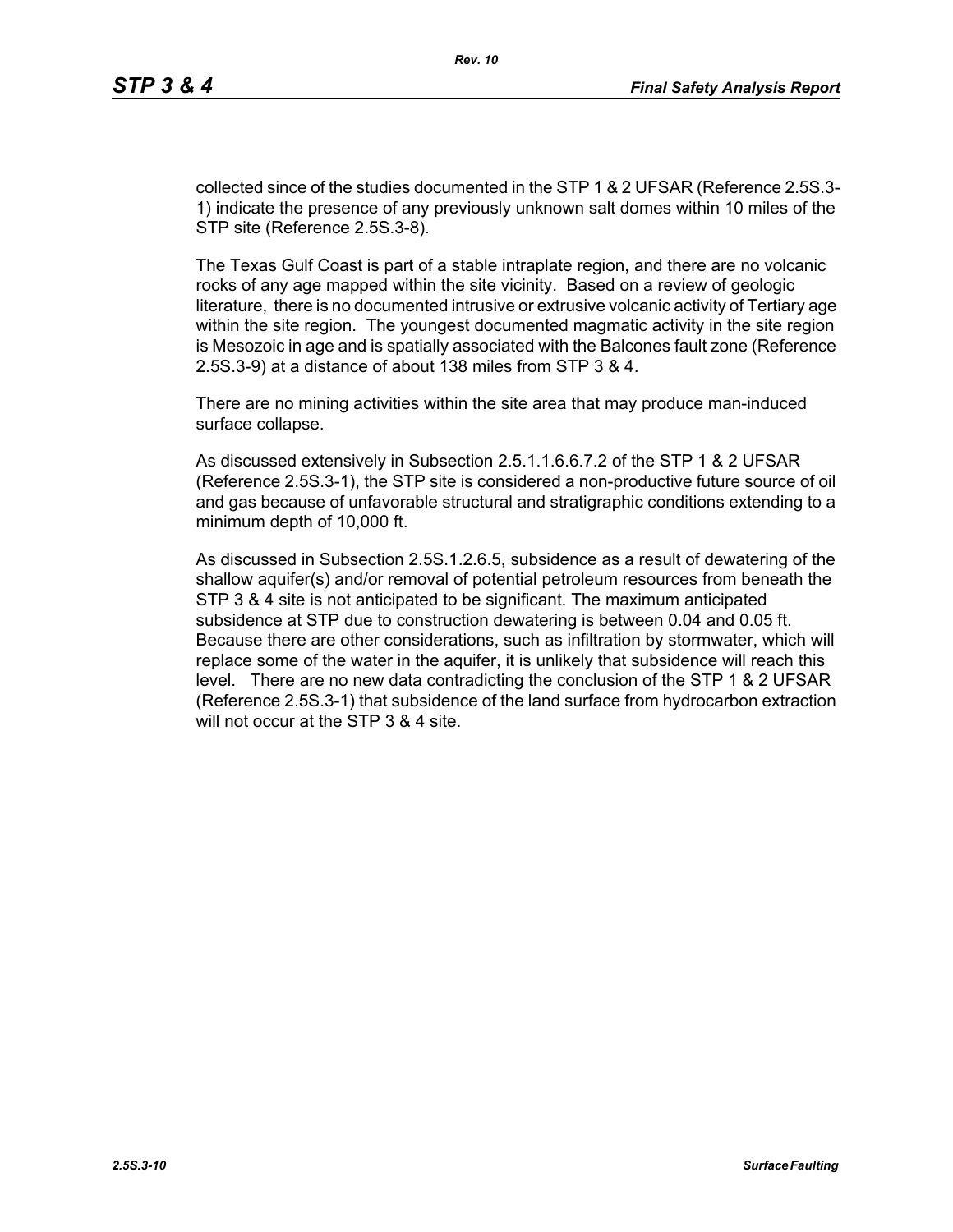collected since of the studies documented in the STP 1 & 2 UFSAR (Reference 2.5S.3-1) indicate the presence of any previously unknown salt domes within 10 miles of the STP site (Reference 2.5S.3-8).

The Texas Gulf Coast is part of a stable intraplate region, and there are no volcanic rocks of any age mapped within the site vicinity. Based on a review of geologic literature, there is no documented intrusive or extrusive volcanic activity of Tertiary age within the site region. The youngest documented magmatic activity in the site region is Mesozoic in age and is spatially associated with the Balcones fault zone (Reference 2.5S.3-9) at a distance of about 138 miles from STP 3 & 4.

There are no mining activities within the site area that may produce man-induced surface collapse.

As discussed extensively in Subsection 2.5.1.1.6.6.7.2 of the STP 1 & 2 UFSAR (Reference 2.5S.3-1), the STP site is considered a non-productive future source of oil and gas because of unfavorable structural and stratigraphic conditions extending to a minimum depth of 10,000 ft.

As discussed in Subsection 2.5S.1.2.6.5, subsidence as a result of dewatering of the shallow aquifer(s) and/or removal of potential petroleum resources from beneath the STP 3 & 4 site is not anticipated to be significant. The maximum anticipated subsidence at STP due to construction dewatering is between 0.04 and 0.05 ft. Because there are other considerations, such as infiltration by stormwater, which will replace some of the water in the aquifer, it is unlikely that subsidence will reach this level. There are no new data contradicting the conclusion of the STP 1 & 2 UFSAR (Reference 2.5S.3-1) that subsidence of the land surface from hydrocarbon extraction will not occur at the STP 3 & 4 site.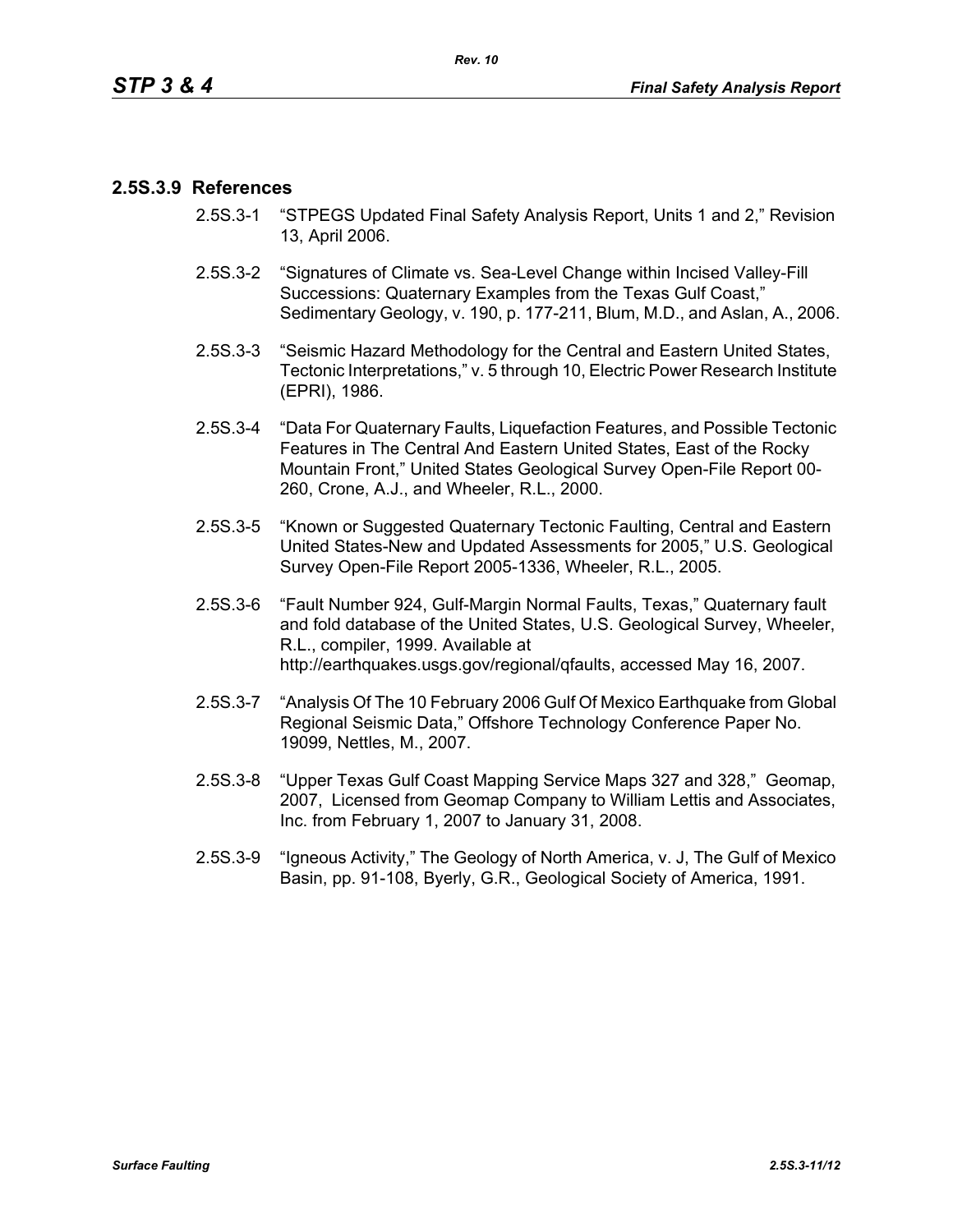### 2.5S.3.9 References

2.5S.3-1 "STPEGS Updated Final Safety Analysis Report, Units 1 and 2," Revision 13, April 2006.

2.5S.3-2 "Signatures of Climate vs. Sea-Level Change within Incised Valley-Fill Successions: Quaternary Examples from the Texas Gulf Coast," Sedimentary Geology, v. 190, p. 177-211, Blum, M.D., and Aslan, A., 2006.

2.5S.3-3 "Seismic Hazard Methodology for the Central and Eastern United States, Tectonic Interpretations," v. 5 through 10, Electric Power Research Institute (EPRI), 1986.

2.5S.3-4 "Data For Quaternary Faults, Liquefaction Features, and Possible Tectonic Features in The Central And Eastern United States, East of the Rocky Mountain Front," United States Geological Survey Open-File Report 00-260, Crone, A.J., and Wheeler, R.L., 2000.

2.5S.3-5 "Known or Suggested Quaternary Tectonic Faulting, Central and Eastern United States-New and Updated Assessments for 2005," U.S. Geological Survey Open-File Report 2005-1336, Wheeler, R.L., 2005.

2.5S.3-6 "Fault Number 924, Gulf-Margin Normal Faults, Texas," Quaternary fault and fold database of the United States, U.S. Geological Survey, Wheeler, R.L., compiler, 1999. Available at http://earthquakes.usgs.gov/regional/qfaults, accessed May 16, 2007.

2.5S.3-7 "Analysis Of The 10 February 2006 Gulf Of Mexico Earthquake from Global Regional Seismic Data," Offshore Technology Conference Paper No. 19099, Nettles, M., 2007.

2.5S.3-8 "Upper Texas Gulf Coast Mapping Service Maps 327 and 328," Geomap, 2007, Licensed from Geomap Company to William Lettis and Associates, Inc. from February 1, 2007 to January 31, 2008.

2.5S.3-9 "Igneous Activity," The Geology of North America, v. J, The Gulf of Mexico Basin, pp. 91-108, Byerly, G.R., Geological Society of America, 1991.